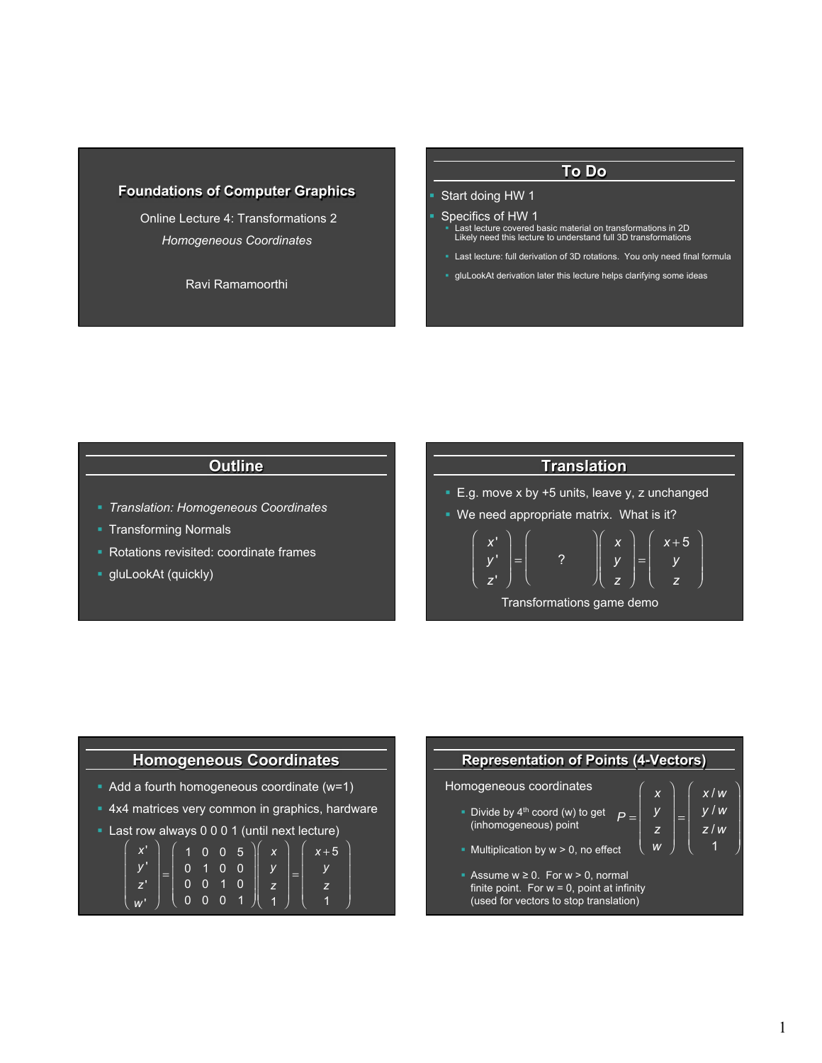# Foundations of Computer Graphics

Online Lecture 4: Transformations 2

*Homogeneous Coordinates*

Ravi Ramamoorthi

## To Do

- Start doing HW 1
- Specifics of HW 1
  - Last lecture covered basic material on transformations in 2D
    Likely need this lecture to understand full 3D transformations
  - Last lecture: full derivation of 3D rotations. You only need final formula
  - gluLookAt derivation later this lecture helps clarifying some ideas

## Outline

- *Translation: Homogeneous Coordinates*
- Transforming Normals
- Rotations revisited: coordinate frames
- gluLookAt (quickly)

## Translation

- E.g. move x by +5 units, leave y, z unchanged
- We need appropriate matrix. What is it?

$$\begin{pmatrix} x' \\ y' \\ z' \end{pmatrix} = \begin{pmatrix} & & \\ & ? & \\ & & \end{pmatrix} \begin{pmatrix} x \\ y \\ z \end{pmatrix} = \begin{pmatrix} x+5 \\ y \\ z \end{pmatrix}$$

Transformations game demo

## Homogeneous Coordinates

- Add a fourth homogeneous coordinate (w=1)
- 4x4 matrices very common in graphics, hardware
- Last row always 0 0 0 1 (until next lecture)

$$\begin{pmatrix} x' \\ y' \\ z' \\ w' \end{pmatrix} = \begin{pmatrix} 1 & 0 & 0 & 5 \\ 0 & 1 & 0 & 0 \\ 0 & 0 & 1 & 0 \\ 0 & 0 & 0 & 1 \end{pmatrix} \begin{pmatrix} x \\ y \\ z \\ 1 \end{pmatrix} = \begin{pmatrix} x+5 \\ y \\ z \\ 1 \end{pmatrix}$$

## Representation of Points (4-Vectors)

Homogeneous coordinates

$$P = \begin{pmatrix} x \\ y \\ z \\ w \end{pmatrix} = \begin{pmatrix} x/w \\ y/w \\ z/w \\ 1 \end{pmatrix}$$

- Divide by 4th coord (w) to get (inhomogeneous) point
- Multiplication by w > 0, no effect
- Assume w ≥ 0. For w > 0, normal finite point. For w = 0, point at infinity (used for vectors to stop translation)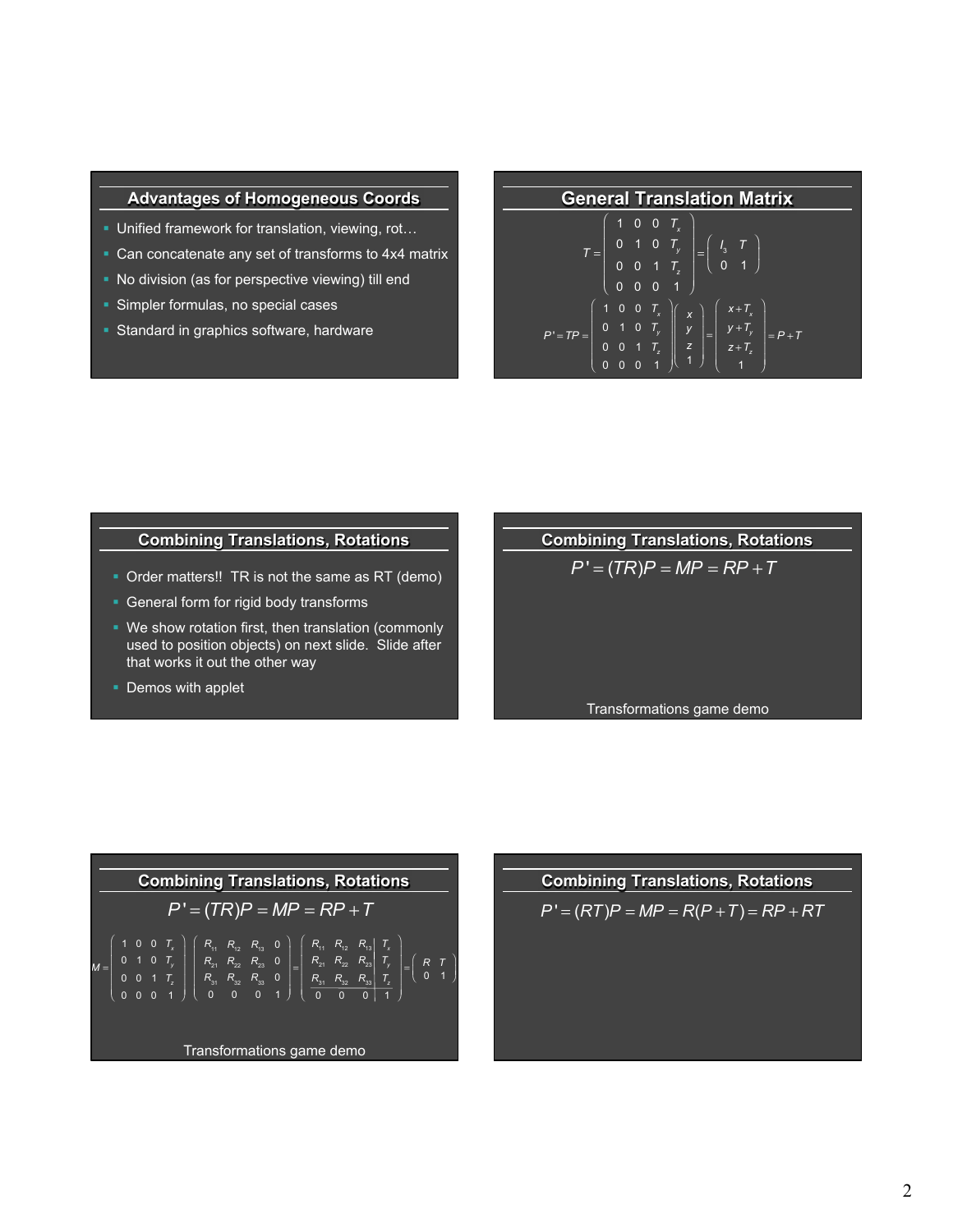## Advantages of Homogeneous Coords

- Unified framework for translation, viewing, rot…
- Can concatenate any set of transforms to 4x4 matrix
- No division (as for perspective viewing) till end
- Simpler formulas, no special cases
- Standard in graphics software, hardware

## General Translation Matrix

$$T = \begin{pmatrix} 1 & 0 & 0 & T_x \\ 0 & 1 & 0 & T_y \\ 0 & 0 & 1 & T_z \\ 0 & 0 & 0 & 1 \end{pmatrix} = \begin{pmatrix} I_3 & T \\ 0 & 1 \end{pmatrix}$$

$$P' = TP = \begin{pmatrix} 1 & 0 & 0 & T_x \\ 0 & 1 & 0 & T_y \\ 0 & 0 & 1 & T_z \\ 0 & 0 & 0 & 1 \end{pmatrix} \begin{pmatrix} x \\ y \\ z \\ 1 \end{pmatrix} = \begin{pmatrix} x+T_x \\ y+T_y \\ z+T_z \\ 1 \end{pmatrix} = P + T$$

## Combining Translations, Rotations

- Order matters!! TR is not the same as RT (demo)
- General form for rigid body transforms
- We show rotation first, then translation (commonly used to position objects) on next slide. Slide after that works it out the other way
- Demos with applet

## Combining Translations, Rotations

$$P' = (TR)P = MP = RP + T$$

Transformations game demo

## Combining Translations, Rotations

$$P' = (TR)P = MP = RP + T$$

$$M = \begin{pmatrix} 1 & 0 & 0 & T_x \\ 0 & 1 & 0 & T_y \\ 0 & 0 & 1 & T_z \\ 0 & 0 & 0 & 1 \end{pmatrix} \begin{pmatrix} R_{11} & R_{12} & R_{13} & 0 \\ R_{21} & R_{22} & R_{23} & 0 \\ R_{31} & R_{32} & R_{33} & 0 \\ 0 & 0 & 0 & 1 \end{pmatrix} = \begin{pmatrix} R_{11} & R_{12} & R_{13} & T_x \\ R_{21} & R_{22} & R_{23} & T_y \\ R_{31} & R_{32} & R_{33} & T_z \\ 0 & 0 & 0 & 1 \end{pmatrix} = \begin{pmatrix} R & T \\ 0 & 1 \end{pmatrix}$$

Transformations game demo

## Combining Translations, Rotations

$$P' = (RT)P = MP = R(P+T) = RP + RT$$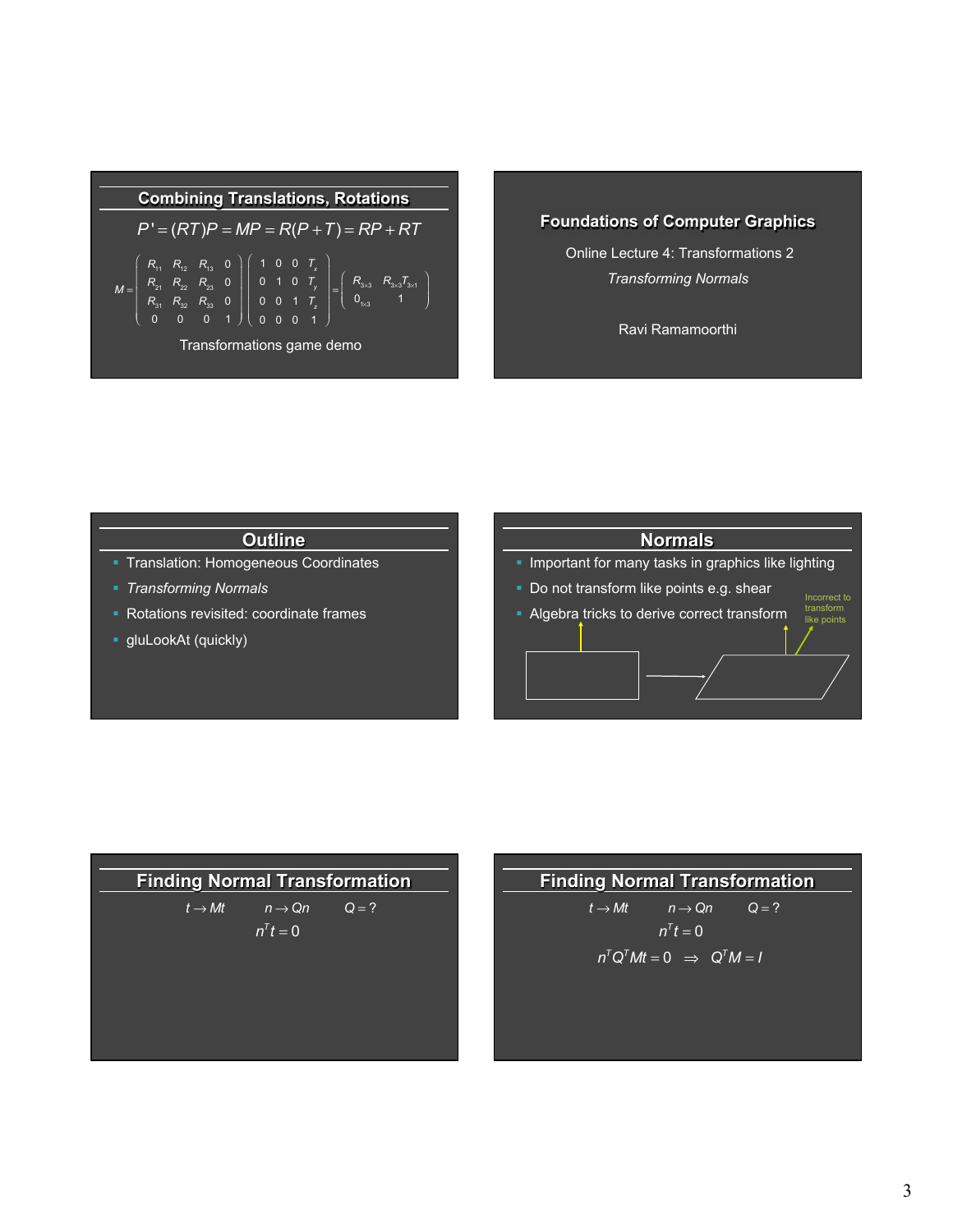## Combining Translations, Rotations

$$P' = (RT)P = MP = R(P+T) = RP + RT$$

$$M = \begin{pmatrix} R_{11} & R_{12} & R_{13} & 0 \\ R_{21} & R_{22} & R_{23} & 0 \\ R_{31} & R_{32} & R_{33} & 0 \\ 0 & 0 & 0 & 1 \end{pmatrix} \begin{pmatrix} 1 & 0 & 0 & T_x \\ 0 & 1 & 0 & T_y \\ 0 & 0 & 1 & T_z \\ 0 & 0 & 0 & 1 \end{pmatrix} = \begin{pmatrix} R_{3\times3} & R_{3\times3}T_{3\times1} \\ 0_{1\times3} & 1 \end{pmatrix}$$

Transformations game demo

## Foundations of Computer Graphics

Online Lecture 4: Transformations 2

*Transforming Normals*

Ravi Ramamoorthi

## Outline

- Translation: Homogeneous Coordinates
- *Transforming Normals*
- Rotations revisited: coordinate frames
- gluLookAt (quickly)

## Normals

- Important for many tasks in graphics like lighting
- Do not transform like points e.g. shear
- Algebra tricks to derive correct transform

Incorrect to transform like points

## Finding Normal Transformation

$$t \to Mt \qquad n \to Qn \qquad Q = ?$$

$$n^T t = 0$$

## Finding Normal Transformation

$$t \to Mt \qquad n \to Qn \qquad Q = ?$$

$$n^T t = 0$$

$$n^T Q^T M t = 0 \quad \Rightarrow \quad Q^T M = I$$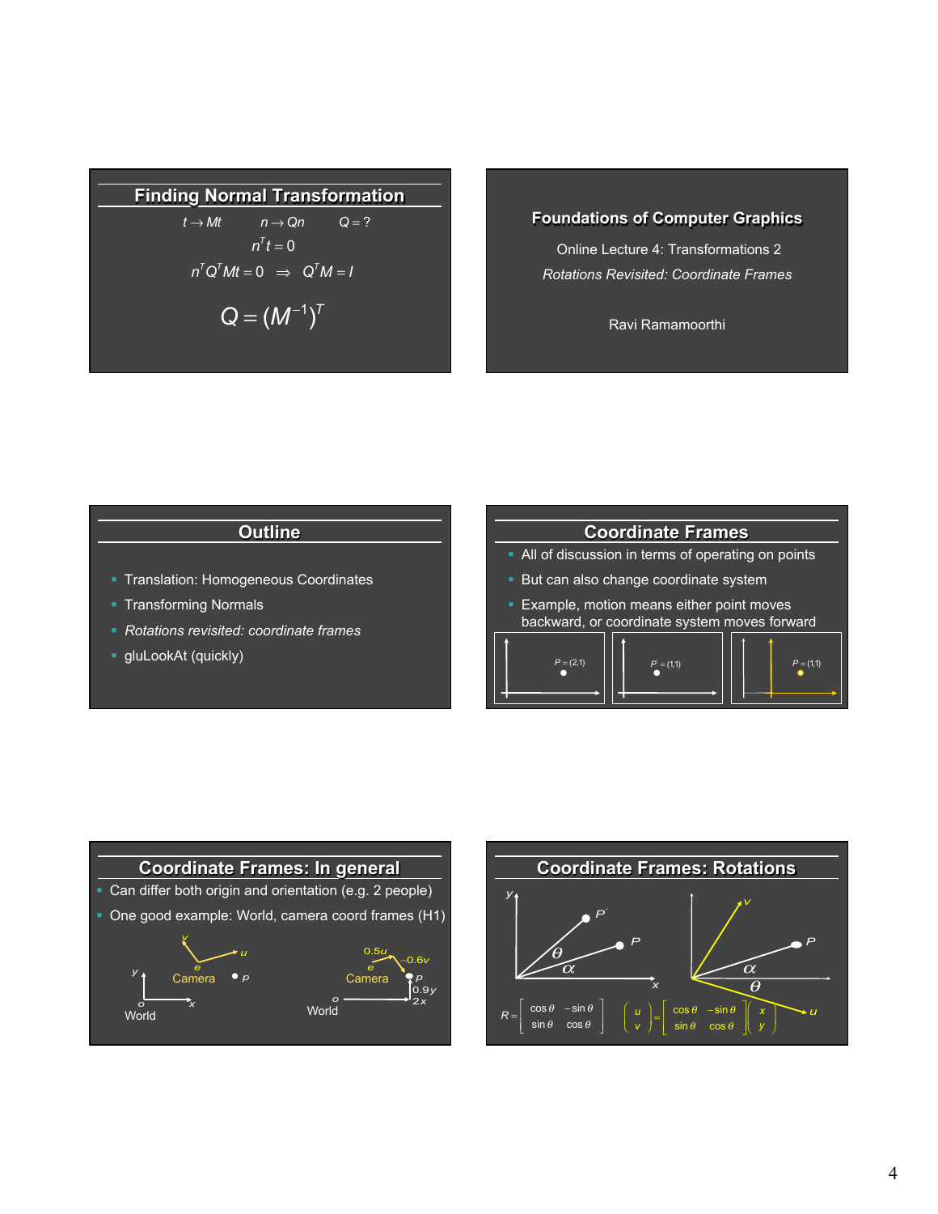## Finding Normal Transformation

$t \to Mt \qquad n \to Qn \qquad Q = ?$

$$n^T t = 0$$

$$n^T Q^T M t = 0 \quad \Rightarrow \quad Q^T M = I$$

$$Q = (M^{-1})^T$$

## Foundations of Computer Graphics

Online Lecture 4: Transformations 2

*Rotations Revisited: Coordinate Frames*

Ravi Ramamoorthi

## Outline

- Translation: Homogeneous Coordinates
- Transforming Normals
- *Rotations revisited: coordinate frames*
- gluLookAt (quickly)

## Coordinate Frames

- All of discussion in terms of operating on points
- But can also change coordinate system
- Example, motion means either point moves backward, or coordinate system moves forward

$P = (2,1)$ $\qquad P' = (1,1)$ $\qquad P = (1,1)$

## Coordinate Frames: In general

- Can differ both origin and orientation (e.g. 2 people)
- One good example: World, camera coord frames (H1)

Camera, World, $p$, $e$, $u$, $v$, $x$, $y$, $o$ $\qquad$ $0.5u$, $-0.6v$, $0.9y$, $2x$

## Coordinate Frames: Rotations

$$R = \begin{bmatrix} \cos\theta & -\sin\theta \\ \sin\theta & \cos\theta \end{bmatrix} \qquad \begin{pmatrix} u \\ v \end{pmatrix} = \begin{bmatrix} \cos\theta & -\sin\theta \\ \sin\theta & \cos\theta \end{bmatrix} \begin{pmatrix} x \\ y \end{pmatrix}$$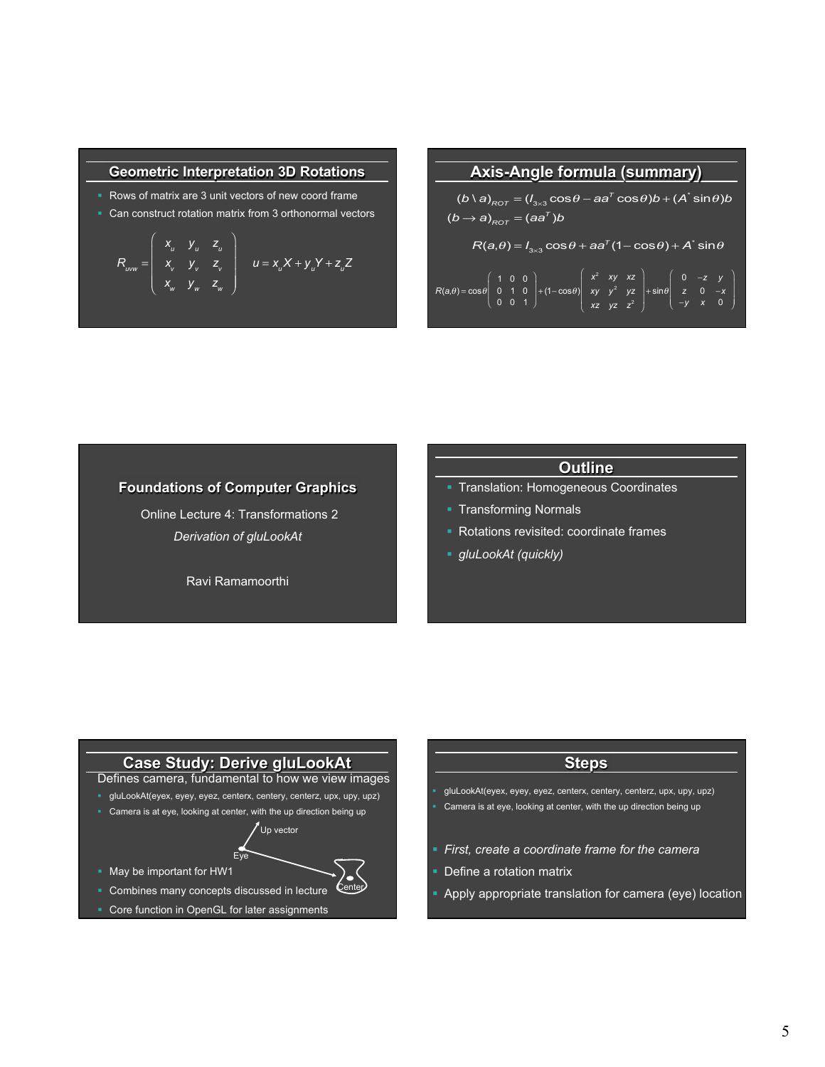## Geometric Interpretation 3D Rotations

- Rows of matrix are 3 unit vectors of new coord frame
- Can construct rotation matrix from 3 orthonormal vectors

$$R_{uvw} = \begin{pmatrix} x_u & y_u & z_u \\ x_v & y_v & z_v \\ x_w & y_w & z_w \end{pmatrix} \qquad u = x_u X + y_u Y + z_u Z$$

## Axis-Angle formula (summary)

$$(b \setminus a)_{ROT} = (I_{3\times3}\cos\theta - aa^T\cos\theta)b + (A^*\sin\theta)b$$

$$(b \rightarrow a)_{ROT} = (aa^T)b$$

$$R(a,\theta) = I_{3\times3}\cos\theta + aa^T(1-\cos\theta) + A^*\sin\theta$$

$$R(a,\theta) = \cos\theta\begin{pmatrix} 1 & 0 & 0 \\ 0 & 1 & 0 \\ 0 & 0 & 1 \end{pmatrix} + (1-\cos\theta)\begin{pmatrix} x^2 & xy & xz \\ xy & y^2 & yz \\ xz & yz & z^2 \end{pmatrix} + \sin\theta\begin{pmatrix} 0 & -z & y \\ z & 0 & -x \\ -y & x & 0 \end{pmatrix}$$

## Foundations of Computer Graphics

Online Lecture 4: Transformations 2

*Derivation of gluLookAt*

Ravi Ramamoorthi

## Outline

- Translation: Homogeneous Coordinates
- Transforming Normals
- Rotations revisited: coordinate frames
- *gluLookAt (quickly)*

## Case Study: Derive gluLookAt

Defines camera, fundamental to how we view images

- gluLookAt(eyex, eyey, eyez, centerx, centery, centerz, upx, upy, upz)
- Camera is at eye, looking at center, with the up direction being up
- May be important for HW1
- Combines many concepts discussed in lecture
- Core function in OpenGL for later assignments

## Steps

- gluLookAt(eyex, eyey, eyez, centerx, centery, centerz, upx, upy, upz)
- Camera is at eye, looking at center, with the up direction being up
- *First, create a coordinate frame for the camera*
- Define a rotation matrix
- Apply appropriate translation for camera (eye) location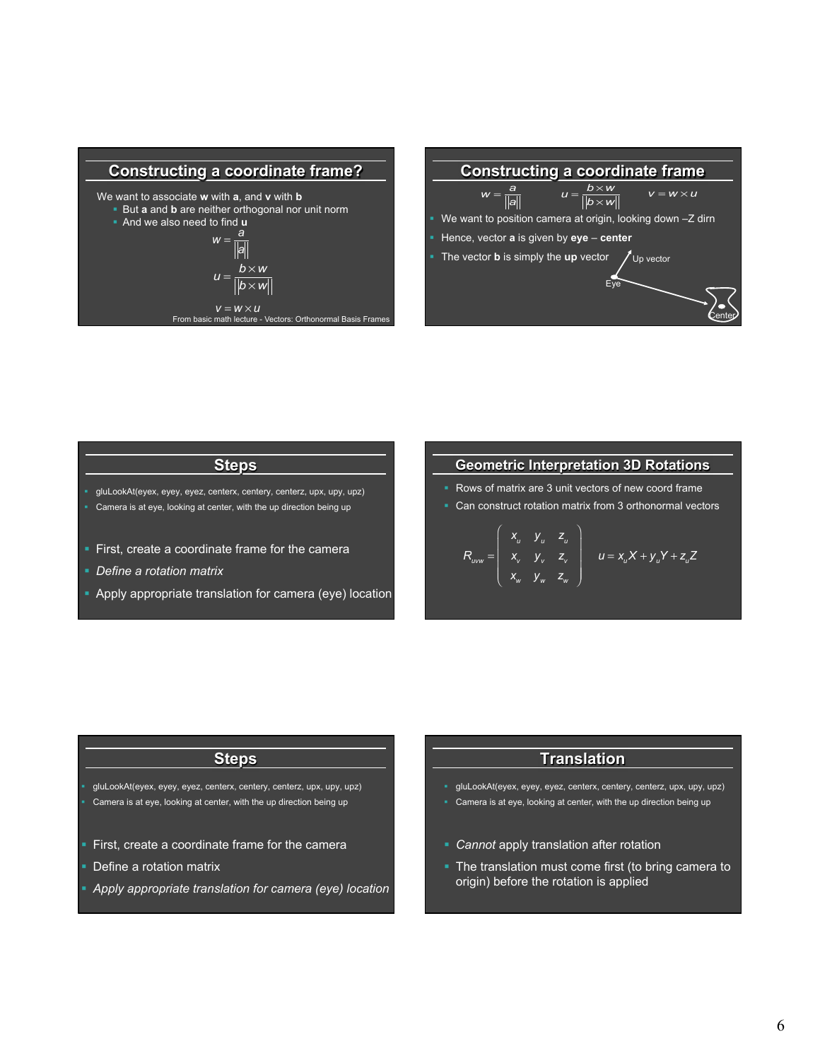## Constructing a coordinate frame?

We want to associate **w** with **a**, and **v** with **b**

- But **a** and **b** are neither orthogonal nor unit norm
- And we also need to find **u**

$$w = \frac{a}{\|a\|}$$

$$u = \frac{b \times w}{\|b \times w\|}$$

$$v = w \times u$$

From basic math lecture - Vectors: Orthonormal Basis Frames

## Constructing a coordinate frame

$$w = \frac{a}{\|a\|} \qquad u = \frac{b \times w}{\|b \times w\|} \qquad v = w \times u$$

- We want to position camera at origin, looking down –Z dirn
- Hence, vector **a** is given by **eye** – **center**
- The vector **b** is simply the **up** vector

Up vector

Eye

Center

## Steps

- gluLookAt(eyex, eyey, eyez, centerx, centery, centerz, upx, upy, upz)
- Camera is at eye, looking at center, with the up direction being up

- First, create a coordinate frame for the camera
- *Define a rotation matrix*
- Apply appropriate translation for camera (eye) location

## Geometric Interpretation 3D Rotations

- Rows of matrix are 3 unit vectors of new coord frame
- Can construct rotation matrix from 3 orthonormal vectors

$$R_{uvw} = \begin{pmatrix} x_u & y_u & z_u \\ x_v & y_v & z_v \\ x_w & y_w & z_w \end{pmatrix} \qquad u = x_u X + y_u Y + z_u Z$$

## Steps

- gluLookAt(eyex, eyey, eyez, centerx, centery, centerz, upx, upy, upz)
- Camera is at eye, looking at center, with the up direction being up

- First, create a coordinate frame for the camera
- Define a rotation matrix
- *Apply appropriate translation for camera (eye) location*

## Translation

- gluLookAt(eyex, eyey, eyez, centerx, centery, centerz, upx, upy, upz)
- Camera is at eye, looking at center, with the up direction being up

- *Cannot* apply translation after rotation
- The translation must come first (to bring camera to origin) before the rotation is applied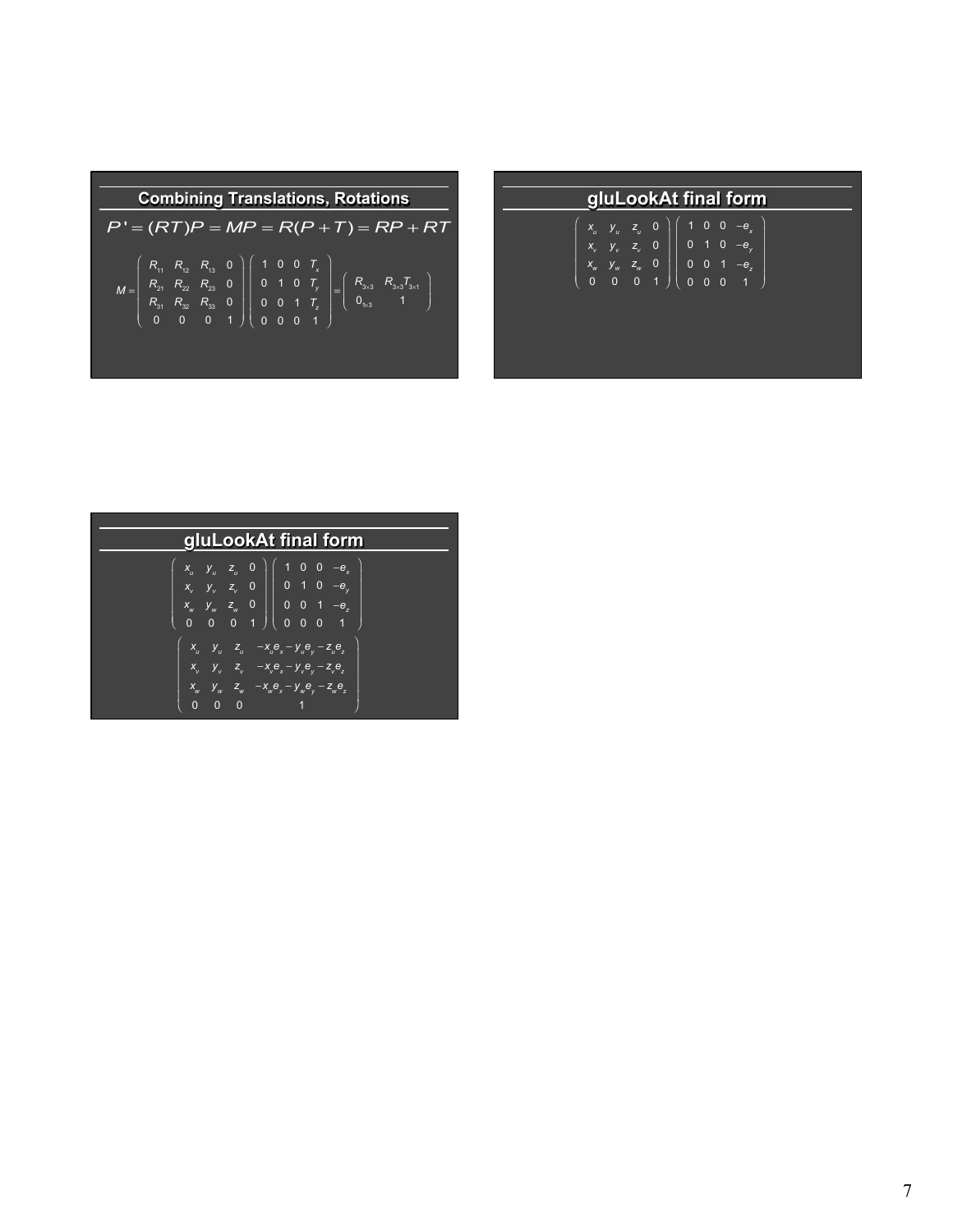## Combining Translations, Rotations

$$P' = (RT)P = MP = R(P+T) = RP + RT$$

$$M = \begin{pmatrix} R_{11} & R_{12} & R_{13} & 0 \\ R_{21} & R_{22} & R_{23} & 0 \\ R_{31} & R_{32} & R_{33} & 0 \\ 0 & 0 & 0 & 1 \end{pmatrix} \begin{pmatrix} 1 & 0 & 0 & T_x \\ 0 & 1 & 0 & T_y \\ 0 & 0 & 1 & T_z \\ 0 & 0 & 0 & 1 \end{pmatrix} = \begin{pmatrix} R_{3\times3} & R_{3\times3}T_{3\times1} \\ 0_{1\times3} & 1 \end{pmatrix}$$

## gluLookAt final form

$$\begin{pmatrix} x_u & y_u & z_u & 0 \\ x_v & y_v & z_v & 0 \\ x_w & y_w & z_w & 0 \\ 0 & 0 & 0 & 1 \end{pmatrix} \begin{pmatrix} 1 & 0 & 0 & -e_x \\ 0 & 1 & 0 & -e_y \\ 0 & 0 & 1 & -e_z \\ 0 & 0 & 0 & 1 \end{pmatrix}$$

## gluLookAt final form

$$\begin{pmatrix} x_u & y_u & z_u & 0 \\ x_v & y_v & z_v & 0 \\ x_w & y_w & z_w & 0 \\ 0 & 0 & 0 & 1 \end{pmatrix} \begin{pmatrix} 1 & 0 & 0 & -e_x \\ 0 & 1 & 0 & -e_y \\ 0 & 0 & 1 & -e_z \\ 0 & 0 & 0 & 1 \end{pmatrix}$$

$$\begin{pmatrix} x_u & y_u & z_u & -x_u e_x - y_u e_y - z_u e_z \\ x_v & y_v & z_v & -x_v e_x - y_v e_y - z_v e_z \\ x_w & y_w & z_w & -x_w e_x - y_w e_y - z_w e_z \\ 0 & 0 & 0 & 1 \end{pmatrix}$$